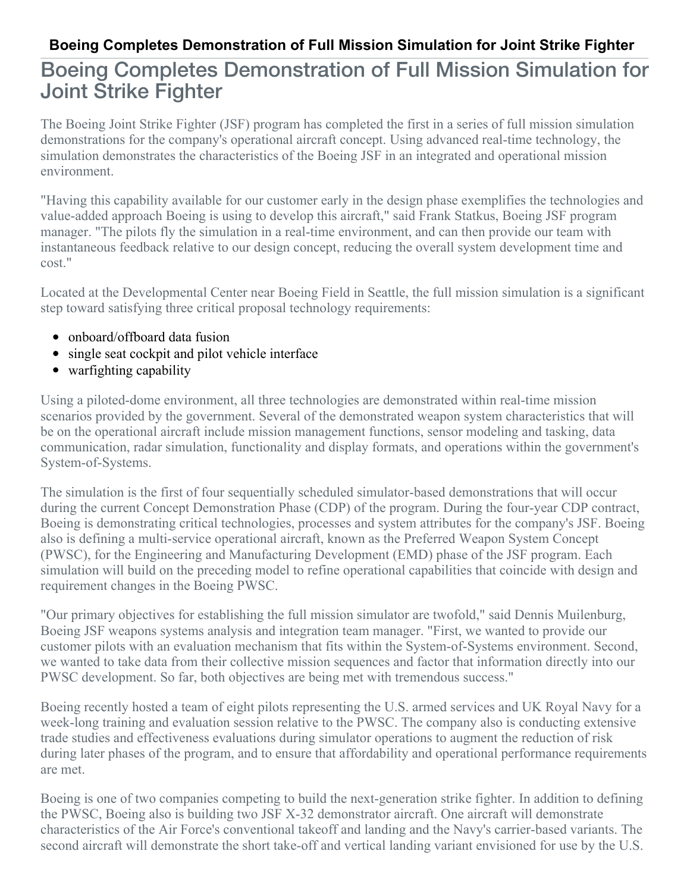# Boeing Completes Demonstration of Full Mission Simulation for Joint Strike Fighter

The Boeing Joint Strike Fighter (JSF) program has completed the first in a series of full mission simulation demonstrations for the company's operational aircraft concept. Using advanced real-time technology, the simulation demonstrates the characteristics of the Boeing JSF in an integrated and operational mission environment.

"Having this capability available for our customer early in the design phase exemplifies the technologies and value-added approach Boeing is using to develop this aircraft," said Frank Statkus, Boeing JSF program manager. "The pilots fly the simulation in a real-time environment, and can then provide our team with instantaneous feedback relative to our design concept, reducing the overall system development time and cost."

Located at the Developmental Center near Boeing Field in Seattle, the full mission simulation is a significant step toward satisfying three critical proposal technology requirements:

- onboard/offboard data fusion
- single seat cockpit and pilot vehicle interface
- warfighting capability

Using a piloted-dome environment, all three technologies are demonstrated within real-time mission scenarios provided by the government. Several of the demonstrated weapon system characteristics that will be on the operational aircraft include mission management functions, sensor modeling and tasking, data communication, radar simulation, functionality and display formats, and operations within the government's System-of-Systems.

The simulation is the first of four sequentially scheduled simulator-based demonstrations that will occur during the current Concept Demonstration Phase (CDP) of the program. During the four-year CDP contract, Boeing is demonstrating critical technologies, processes and system attributes for the company's JSF. Boeing also is defining a multi-service operational aircraft, known as the Preferred Weapon System Concept (PWSC), for the Engineering and Manufacturing Development (EMD) phase of the JSF program. Each simulation will build on the preceding model to refine operational capabilities that coincide with design and requirement changes in the Boeing PWSC.

"Our primary objectives for establishing the full mission simulator are twofold," said Dennis Muilenburg, Boeing JSF weapons systems analysis and integration team manager. "First, we wanted to provide our customer pilots with an evaluation mechanism that fits within the System-of-Systems environment. Second, we wanted to take data from their collective mission sequences and factor that information directly into our PWSC development. So far, both objectives are being met with tremendous success."

Boeing recently hosted a team of eight pilots representing the U.S. armed services and UK Royal Navy for a week-long training and evaluation session relative to the PWSC. The company also is conducting extensive trade studies and effectiveness evaluations during simulator operations to augment the reduction of risk during later phases of the program, and to ensure that affordability and operational performance requirements are met.

Boeing is one of two companies competing to build the next-generation strike fighter. In addition to defining the PWSC, Boeing also is building two JSF X-32 demonstrator aircraft. One aircraft will demonstrate characteristics of the Air Force's conventional takeoff and landing and the Navy's carrier-based variants. The second aircraft will demonstrate the short take-off and vertical landing variant envisioned for use by the U.S.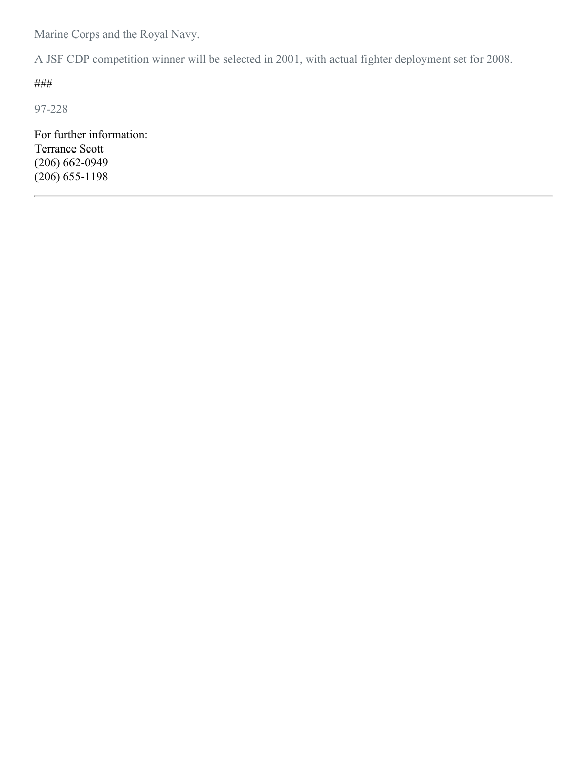Marine Corps and the Royal Navy.

A JSF CDP competition winner will be selected in 2001, with actual fighter deployment set for 2008.

###

97-228

For further information:
Terrance Scott
(206) 662-0949
(206) 655-1198

---